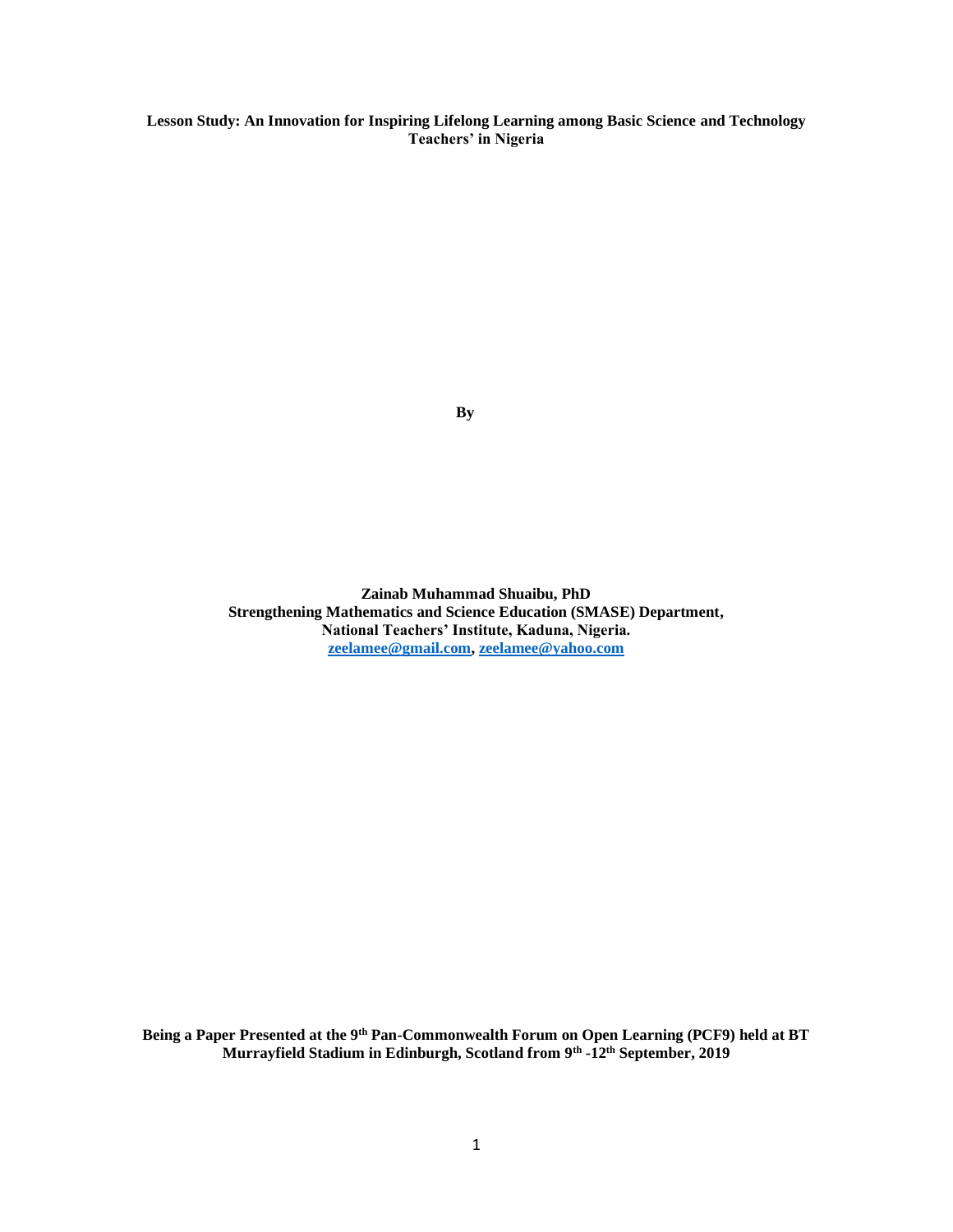# Lesson Study: An Innovation for Inspiring Lifelong Learning among Basic Science and Technology Teachers' in Nigeria

**By**

**Zainab Muhammad Shuaibu, PhD**
**Strengthening Mathematics and Science Education (SMASE) Department,**
**National Teachers' Institute, Kaduna, Nigeria.**
**zeelamee@gmail.com, zeelamee@yahoo.com**

**Being a Paper Presented at the 9th Pan-Commonwealth Forum on Open Learning (PCF9) held at BT Murrayfield Stadium in Edinburgh, Scotland from 9th -12th September, 2019**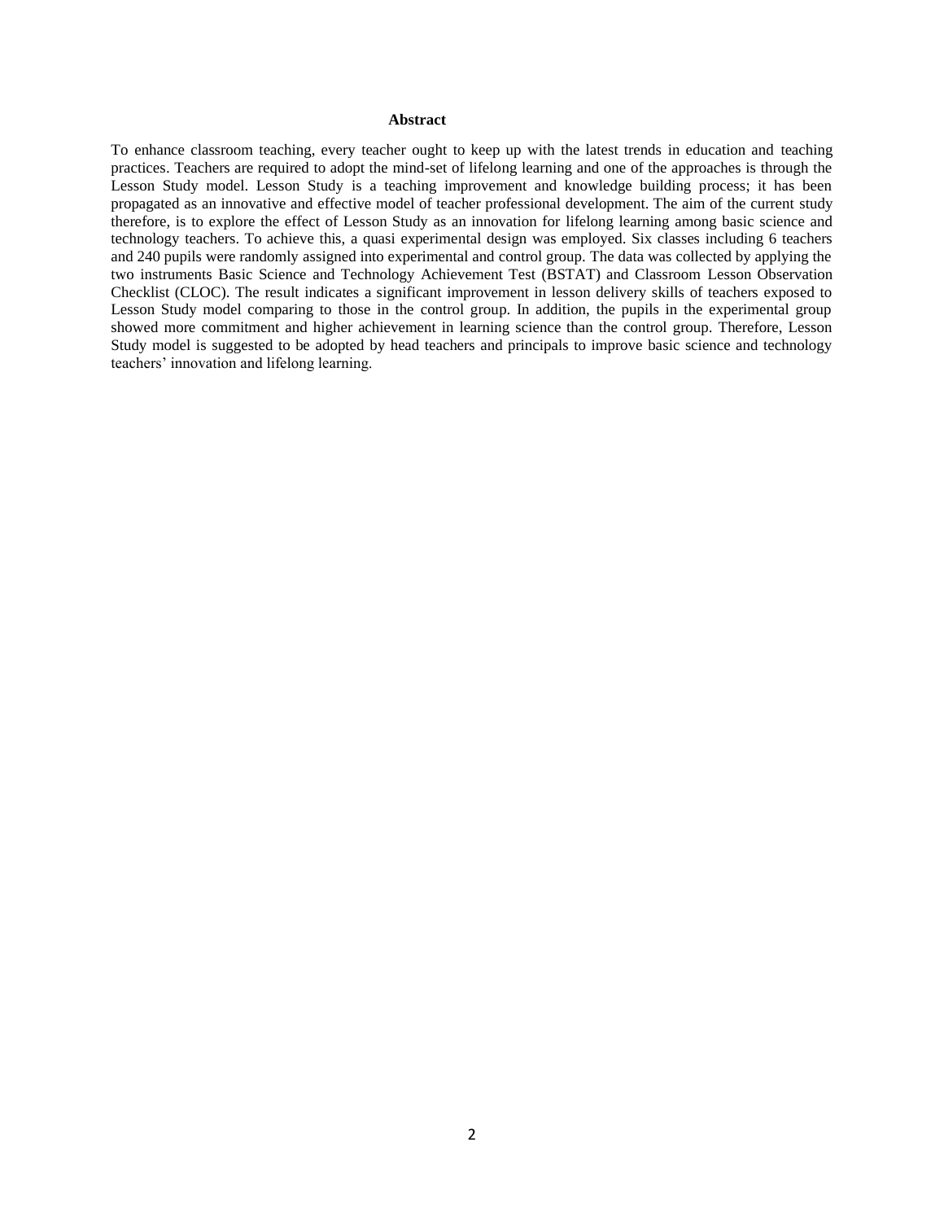## Abstract

To enhance classroom teaching, every teacher ought to keep up with the latest trends in education and teaching practices. Teachers are required to adopt the mind-set of lifelong learning and one of the approaches is through the Lesson Study model. Lesson Study is a teaching improvement and knowledge building process; it has been propagated as an innovative and effective model of teacher professional development. The aim of the current study therefore, is to explore the effect of Lesson Study as an innovation for lifelong learning among basic science and technology teachers. To achieve this, a quasi experimental design was employed. Six classes including 6 teachers and 240 pupils were randomly assigned into experimental and control group. The data was collected by applying the two instruments Basic Science and Technology Achievement Test (BSTAT) and Classroom Lesson Observation Checklist (CLOC). The result indicates a significant improvement in lesson delivery skills of teachers exposed to Lesson Study model comparing to those in the control group. In addition, the pupils in the experimental group showed more commitment and higher achievement in learning science than the control group. Therefore, Lesson Study model is suggested to be adopted by head teachers and principals to improve basic science and technology teachers' innovation and lifelong learning.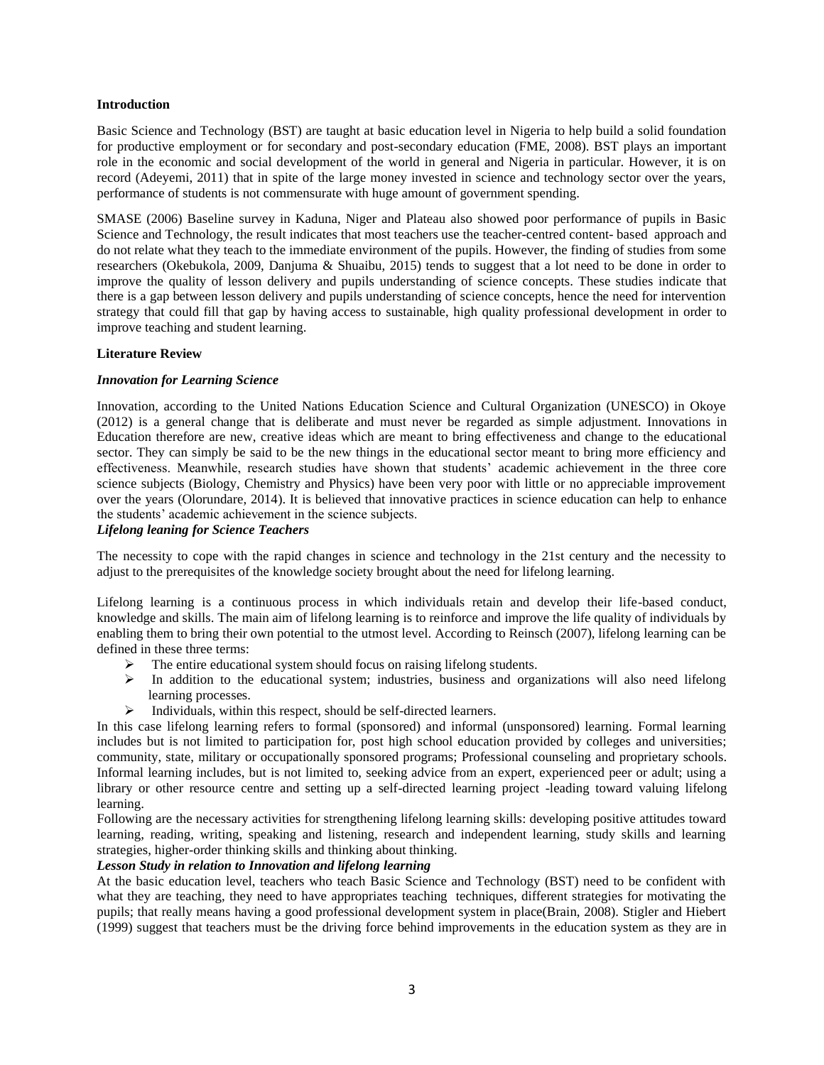## Introduction

Basic Science and Technology (BST) are taught at basic education level in Nigeria to help build a solid foundation for productive employment or for secondary and post-secondary education (FME, 2008). BST plays an important role in the economic and social development of the world in general and Nigeria in particular. However, it is on record (Adeyemi, 2011) that in spite of the large money invested in science and technology sector over the years, performance of students is not commensurate with huge amount of government spending.

SMASE (2006) Baseline survey in Kaduna, Niger and Plateau also showed poor performance of pupils in Basic Science and Technology, the result indicates that most teachers use the teacher-centred content- based approach and do not relate what they teach to the immediate environment of the pupils. However, the finding of studies from some researchers (Okebukola, 2009, Danjuma & Shuaibu, 2015) tends to suggest that a lot need to be done in order to improve the quality of lesson delivery and pupils understanding of science concepts. These studies indicate that there is a gap between lesson delivery and pupils understanding of science concepts, hence the need for intervention strategy that could fill that gap by having access to sustainable, high quality professional development in order to improve teaching and student learning.

## Literature Review

### *Innovation for Learning Science*

Innovation, according to the United Nations Education Science and Cultural Organization (UNESCO) in Okoye (2012) is a general change that is deliberate and must never be regarded as simple adjustment. Innovations in Education therefore are new, creative ideas which are meant to bring effectiveness and change to the educational sector. They can simply be said to be the new things in the educational sector meant to bring more efficiency and effectiveness. Meanwhile, research studies have shown that students' academic achievement in the three core science subjects (Biology, Chemistry and Physics) have been very poor with little or no appreciable improvement over the years (Olorundare, 2014). It is believed that innovative practices in science education can help to enhance the students' academic achievement in the science subjects.

### *Lifelong leaning for Science Teachers*

The necessity to cope with the rapid changes in science and technology in the 21st century and the necessity to adjust to the prerequisites of the knowledge society brought about the need for lifelong learning.

Lifelong learning is a continuous process in which individuals retain and develop their life-based conduct, knowledge and skills. The main aim of lifelong learning is to reinforce and improve the life quality of individuals by enabling them to bring their own potential to the utmost level. According to Reinsch (2007), lifelong learning can be defined in these three terms:

- The entire educational system should focus on raising lifelong students.
- In addition to the educational system; industries, business and organizations will also need lifelong learning processes.
- Individuals, within this respect, should be self-directed learners.

In this case lifelong learning refers to formal (sponsored) and informal (unsponsored) learning. Formal learning includes but is not limited to participation for, post high school education provided by colleges and universities; community, state, military or occupationally sponsored programs; Professional counseling and proprietary schools. Informal learning includes, but is not limited to, seeking advice from an expert, experienced peer or adult; using a library or other resource centre and setting up a self-directed learning project -leading toward valuing lifelong learning.

Following are the necessary activities for strengthening lifelong learning skills: developing positive attitudes toward learning, reading, writing, speaking and listening, research and independent learning, study skills and learning strategies, higher-order thinking skills and thinking about thinking.

### *Lesson Study in relation to Innovation and lifelong learning*

At the basic education level, teachers who teach Basic Science and Technology (BST) need to be confident with what they are teaching, they need to have appropriates teaching techniques, different strategies for motivating the pupils; that really means having a good professional development system in place(Brain, 2008). Stigler and Hiebert (1999) suggest that teachers must be the driving force behind improvements in the education system as they are in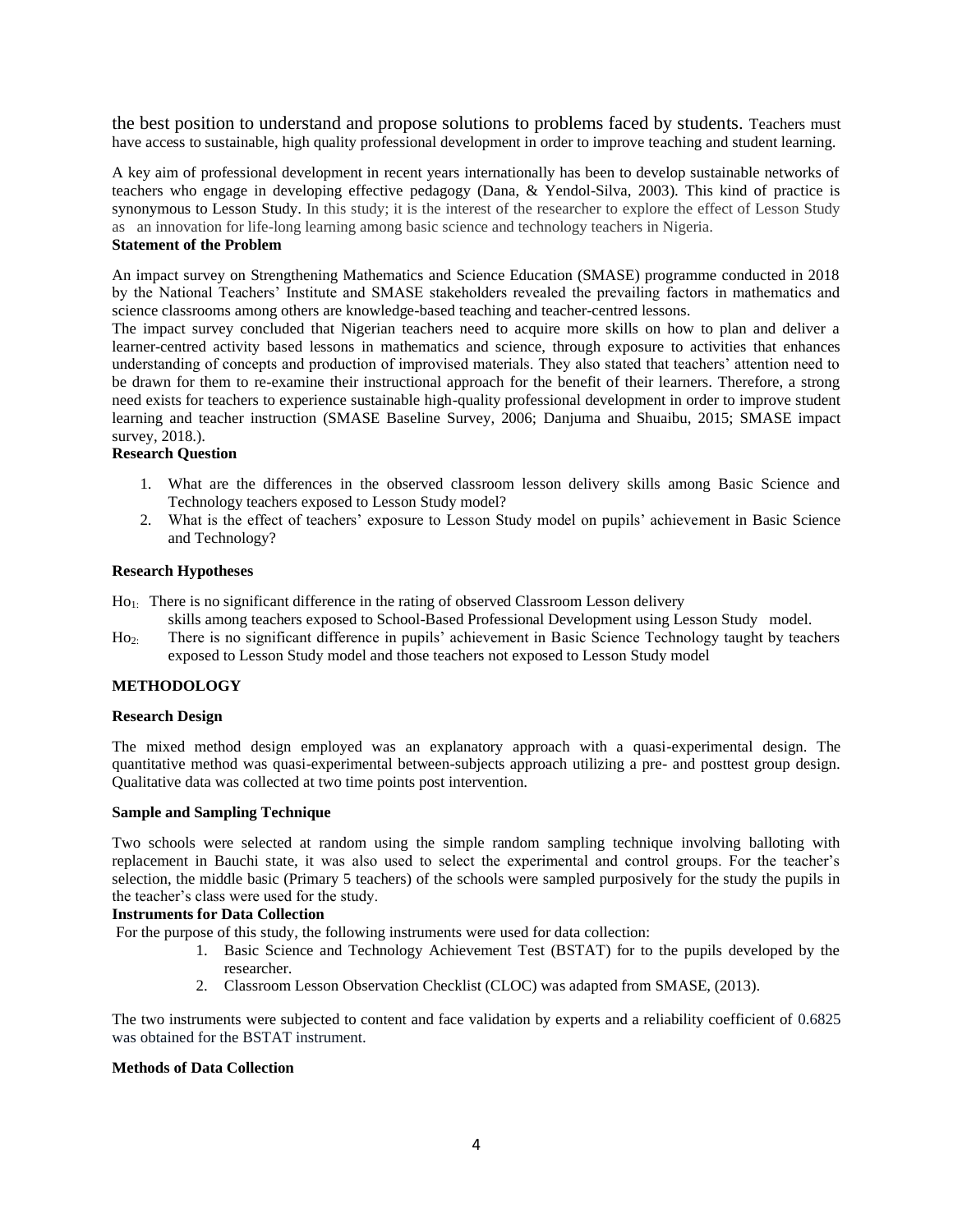the best position to understand and propose solutions to problems faced by students. Teachers must have access to sustainable, high quality professional development in order to improve teaching and student learning.

A key aim of professional development in recent years internationally has been to develop sustainable networks of teachers who engage in developing effective pedagogy (Dana, & Yendol-Silva, 2003). This kind of practice is synonymous to Lesson Study. In this study; it is the interest of the researcher to explore the effect of Lesson Study as an innovation for life-long learning among basic science and technology teachers in Nigeria.

### Statement of the Problem

An impact survey on Strengthening Mathematics and Science Education (SMASE) programme conducted in 2018 by the National Teachers' Institute and SMASE stakeholders revealed the prevailing factors in mathematics and science classrooms among others are knowledge-based teaching and teacher-centred lessons.

The impact survey concluded that Nigerian teachers need to acquire more skills on how to plan and deliver a learner-centred activity based lessons in mathematics and science, through exposure to activities that enhances understanding of concepts and production of improvised materials. They also stated that teachers' attention need to be drawn for them to re-examine their instructional approach for the benefit of their learners. Therefore, a strong need exists for teachers to experience sustainable high-quality professional development in order to improve student learning and teacher instruction (SMASE Baseline Survey, 2006; Danjuma and Shuaibu, 2015; SMASE impact survey, 2018.).

### Research Question

1. What are the differences in the observed classroom lesson delivery skills among Basic Science and Technology teachers exposed to Lesson Study model?
2. What is the effect of teachers' exposure to Lesson Study model on pupils' achievement in Basic Science and Technology?

### Research Hypotheses

$Ho_{1:}$ There is no significant difference in the rating of observed Classroom Lesson delivery skills among teachers exposed to School-Based Professional Development using Lesson Study model.

$Ho_{2:}$ There is no significant difference in pupils' achievement in Basic Science Technology taught by teachers exposed to Lesson Study model and those teachers not exposed to Lesson Study model

## METHODOLOGY

### Research Design

The mixed method design employed was an explanatory approach with a quasi-experimental design. The quantitative method was quasi-experimental between-subjects approach utilizing a pre- and posttest group design. Qualitative data was collected at two time points post intervention.

### Sample and Sampling Technique

Two schools were selected at random using the simple random sampling technique involving balloting with replacement in Bauchi state, it was also used to select the experimental and control groups. For the teacher's selection, the middle basic (Primary 5 teachers) of the schools were sampled purposively for the study the pupils in the teacher's class were used for the study.

### Instruments for Data Collection

For the purpose of this study, the following instruments were used for data collection:

1. Basic Science and Technology Achievement Test (BSTAT) for to the pupils developed by the researcher.
2. Classroom Lesson Observation Checklist (CLOC) was adapted from SMASE, (2013).

The two instruments were subjected to content and face validation by experts and a reliability coefficient of 0.6825 was obtained for the BSTAT instrument.

### Methods of Data Collection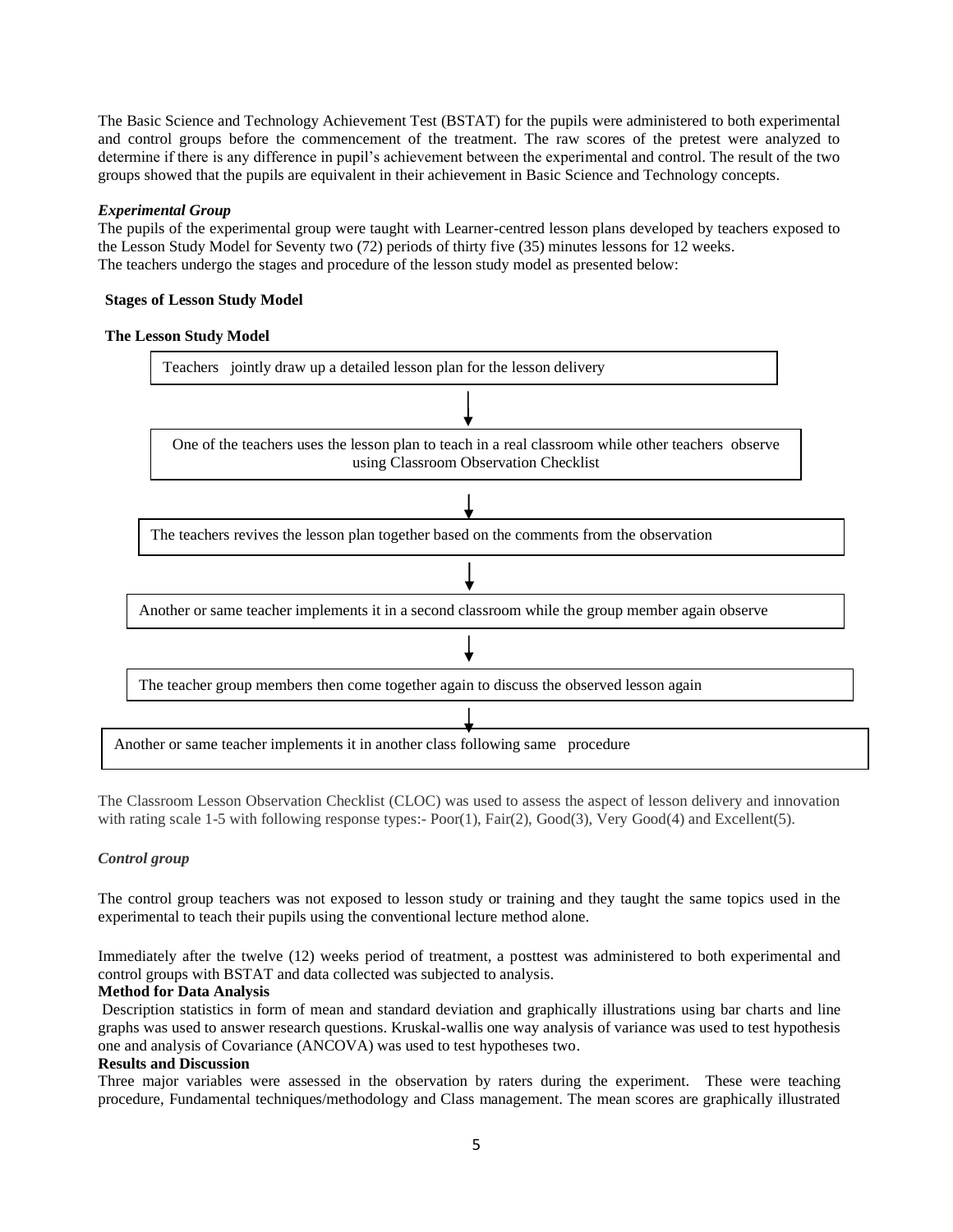The Basic Science and Technology Achievement Test (BSTAT) for the pupils were administered to both experimental and control groups before the commencement of the treatment. The raw scores of the pretest were analyzed to determine if there is any difference in pupil's achievement between the experimental and control. The result of the two groups showed that the pupils are equivalent in their achievement in Basic Science and Technology concepts.

### *Experimental Group*

The pupils of the experimental group were taught with Learner-centred lesson plans developed by teachers exposed to the Lesson Study Model for Seventy two (72) periods of thirty five (35) minutes lessons for 12 weeks.
The teachers undergo the stages and procedure of the lesson study model as presented below:

**Stages of Lesson Study Model**

**The Lesson Study Model**

Teachers jointly draw up a detailed lesson plan for the lesson delivery

↓

One of the teachers uses the lesson plan to teach in a real classroom while other teachers observe using Classroom Observation Checklist

↓

The teachers revives the lesson plan together based on the comments from the observation

↓

Another or same teacher implements it in a second classroom while the group member again observe

↓

The teacher group members then come together again to discuss the observed lesson again

↓

Another or same teacher implements it in another class following same procedure

The Classroom Lesson Observation Checklist (CLOC) was used to assess the aspect of lesson delivery and innovation with rating scale 1-5 with following response types:- Poor(1), Fair(2), Good(3), Very Good(4) and Excellent(5).

### *Control group*

The control group teachers was not exposed to lesson study or training and they taught the same topics used in the experimental to teach their pupils using the conventional lecture method alone.

Immediately after the twelve (12) weeks period of treatment, a posttest was administered to both experimental and control groups with BSTAT and data collected was subjected to analysis.

**Method for Data Analysis**

Description statistics in form of mean and standard deviation and graphically illustrations using bar charts and line graphs was used to answer research questions. Kruskal-wallis one way analysis of variance was used to test hypothesis one and analysis of Covariance (ANCOVA) was used to test hypotheses two.

**Results and Discussion**

Three major variables were assessed in the observation by raters during the experiment. These were teaching procedure, Fundamental techniques/methodology and Class management. The mean scores are graphically illustrated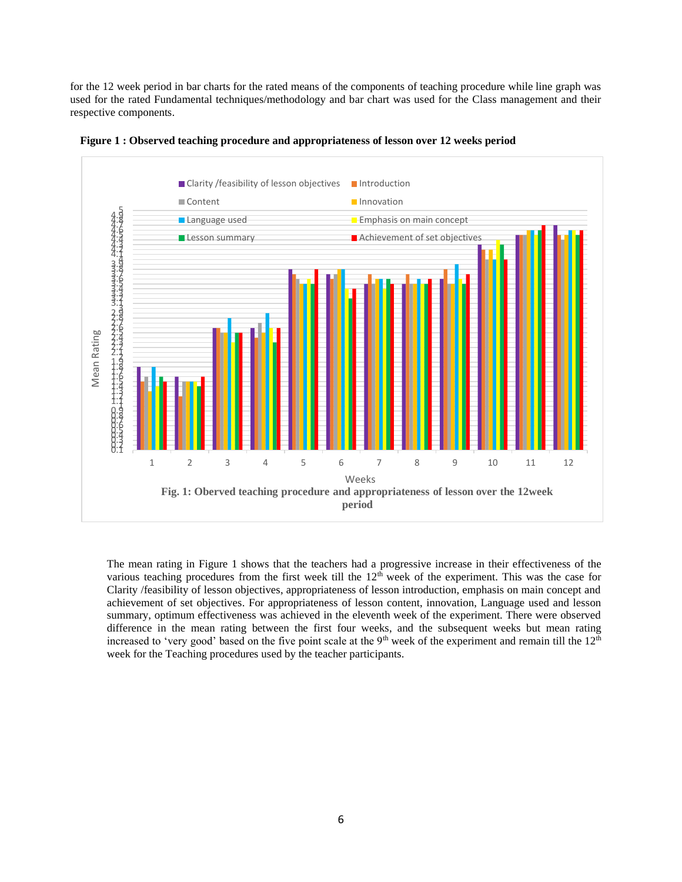for the 12 week period in bar charts for the rated means of the components of teaching procedure while line graph was used for the rated Fundamental techniques/methodology and bar chart was used for the Class management and their respective components.

**Figure 1 : Observed teaching procedure and appropriateness of lesson over 12 weeks period**

**Fig. 1: Oberved teaching procedure and appropriateness of lesson over the 12week period**

The mean rating in Figure 1 shows that the teachers had a progressive increase in their effectiveness of the various teaching procedures from the first week till the 12th week of the experiment. This was the case for Clarity /feasibility of lesson objectives, appropriateness of lesson introduction, emphasis on main concept and achievement of set objectives. For appropriateness of lesson content, innovation, Language used and lesson summary, optimum effectiveness was achieved in the eleventh week of the experiment. There were observed difference in the mean rating between the first four weeks, and the subsequent weeks but mean rating increased to 'very good' based on the five point scale at the 9th week of the experiment and remain till the 12th week for the Teaching procedures used by the teacher participants.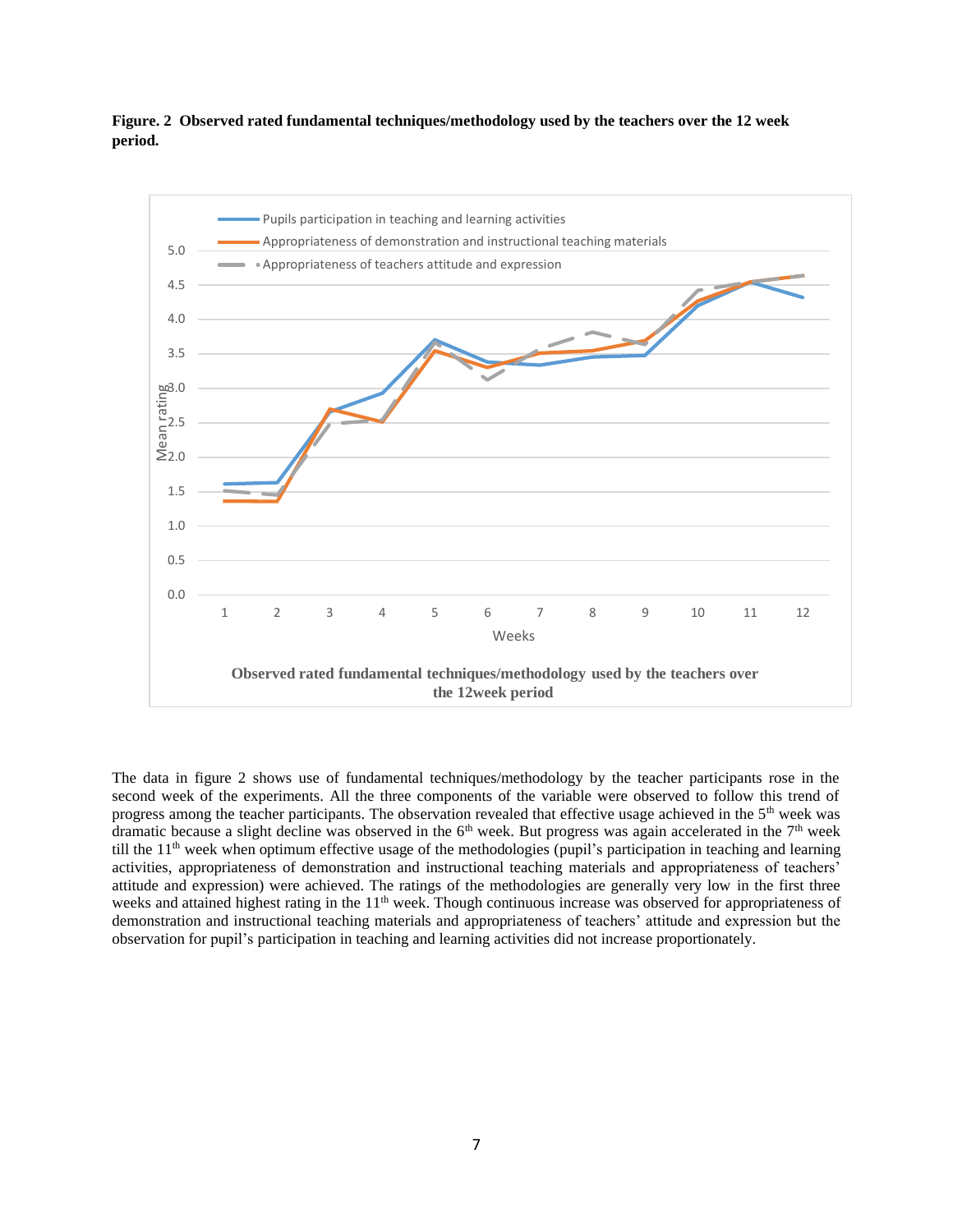**Figure. 2 Observed rated fundamental techniques/methodology used by the teachers over the 12 week period.**

The data in figure 2 shows use of fundamental techniques/methodology by the teacher participants rose in the second week of the experiments. All the three components of the variable were observed to follow this trend of progress among the teacher participants. The observation revealed that effective usage achieved in the 5th week was dramatic because a slight decline was observed in the 6th week. But progress was again accelerated in the 7th week till the 11th week when optimum effective usage of the methodologies (pupil's participation in teaching and learning activities, appropriateness of demonstration and instructional teaching materials and appropriateness of teachers' attitude and expression) were achieved. The ratings of the methodologies are generally very low in the first three weeks and attained highest rating in the 11th week. Though continuous increase was observed for appropriateness of demonstration and instructional teaching materials and appropriateness of teachers' attitude and expression but the observation for pupil's participation in teaching and learning activities did not increase proportionately.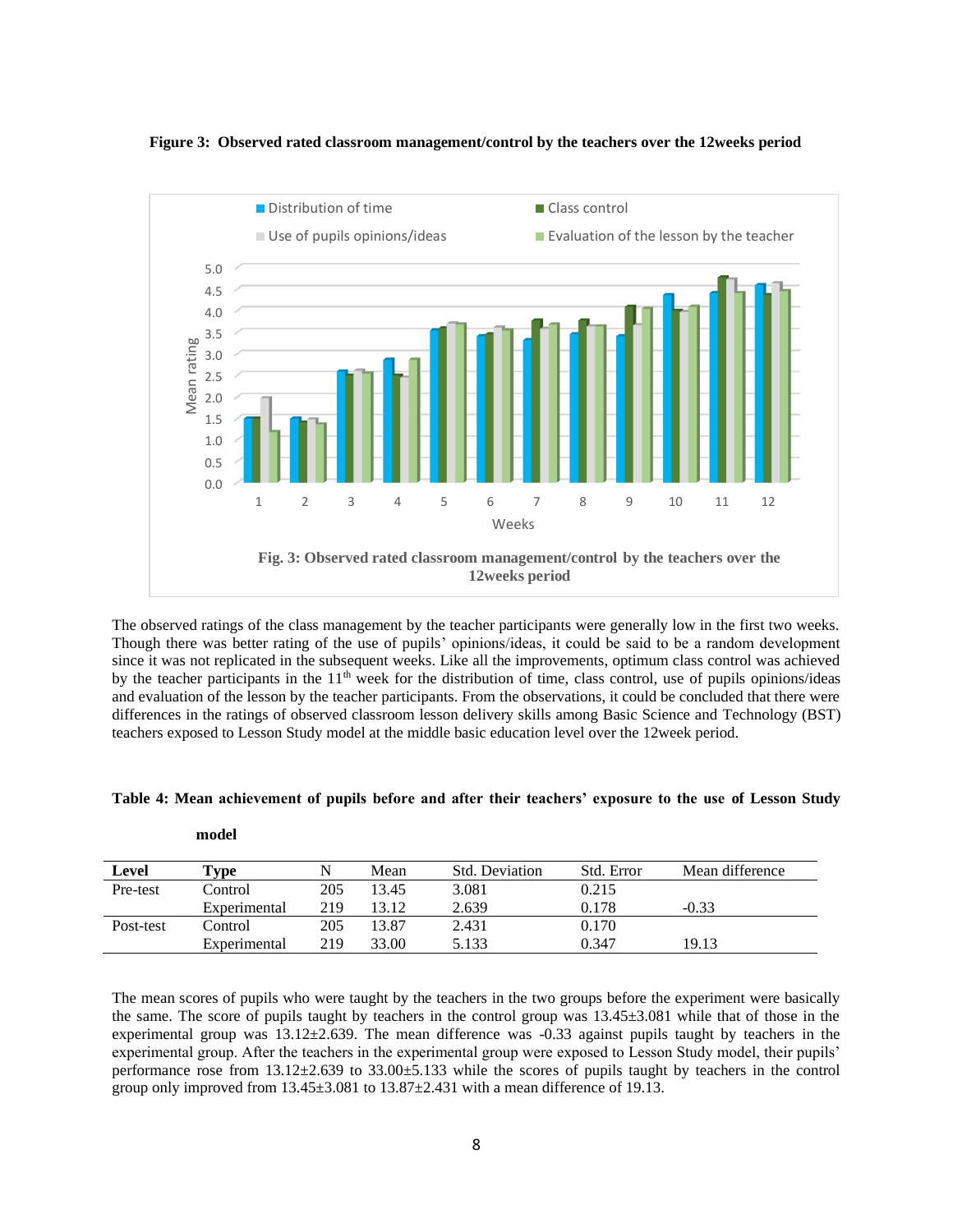**Figure 3: Observed rated classroom management/control by the teachers over the 12weeks period**

**Fig. 3: Observed rated classroom management/control by the teachers over the 12weeks period**

The observed ratings of the class management by the teacher participants were generally low in the first two weeks. Though there was better rating of the use of pupils' opinions/ideas, it could be said to be a random development since it was not replicated in the subsequent weeks. Like all the improvements, optimum class control was achieved by the teacher participants in the 11th week for the distribution of time, class control, use of pupils opinions/ideas and evaluation of the lesson by the teacher participants. From the observations, it could be concluded that there were differences in the ratings of observed classroom lesson delivery skills among Basic Science and Technology (BST) teachers exposed to Lesson Study model at the middle basic education level over the 12week period.

**Table 4: Mean achievement of pupils before and after their teachers' exposure to the use of Lesson Study model**

| Level | Type | N | Mean | Std. Deviation | Std. Error | Mean difference |
|---|---|---|---|---|---|---|
| Pre-test | Control | 205 | 13.45 | 3.081 | 0.215 | |
| | Experimental | 219 | 13.12 | 2.639 | 0.178 | -0.33 |
| Post-test | Control | 205 | 13.87 | 2.431 | 0.170 | |
| | Experimental | 219 | 33.00 | 5.133 | 0.347 | 19.13 |

The mean scores of pupils who were taught by the teachers in the two groups before the experiment were basically the same. The score of pupils taught by teachers in the control group was 13.45±3.081 while that of those in the experimental group was 13.12±2.639. The mean difference was -0.33 against pupils taught by teachers in the experimental group. After the teachers in the experimental group were exposed to Lesson Study model, their pupils' performance rose from 13.12±2.639 to 33.00±5.133 while the scores of pupils taught by teachers in the control group only improved from 13.45±3.081 to 13.87±2.431 with a mean difference of 19.13.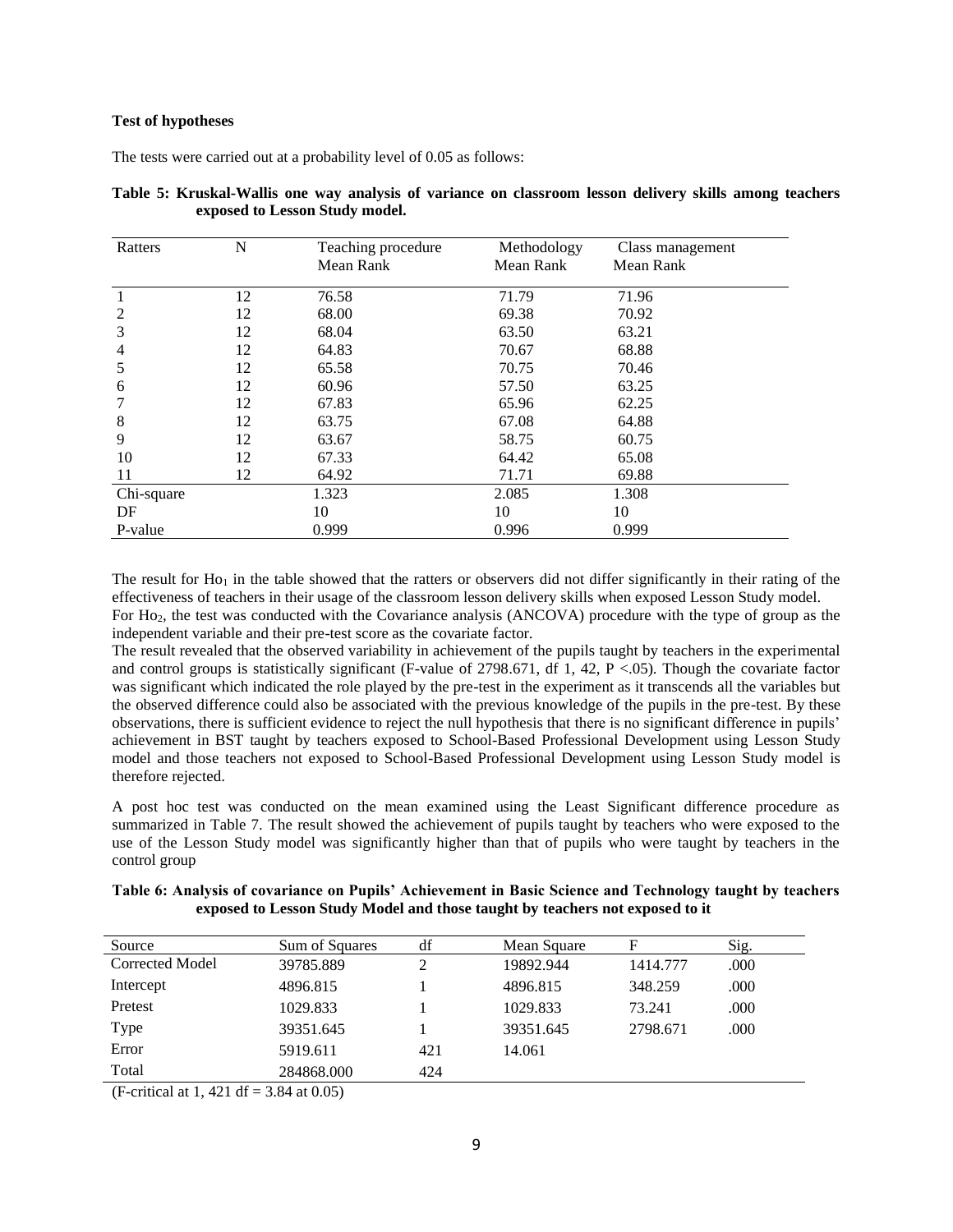**Test of hypotheses**

The tests were carried out at a probability level of 0.05 as follows:

**Table 5: Kruskal-Wallis one way analysis of variance on classroom lesson delivery skills among teachers exposed to Lesson Study model.**

| Ratters | N | Teaching procedure Mean Rank | Methodology Mean Rank | Class management Mean Rank |
|---|---|---|---|---|
| 1 | 12 | 76.58 | 71.79 | 71.96 |
| 2 | 12 | 68.00 | 69.38 | 70.92 |
| 3 | 12 | 68.04 | 63.50 | 63.21 |
| 4 | 12 | 64.83 | 70.67 | 68.88 |
| 5 | 12 | 65.58 | 70.75 | 70.46 |
| 6 | 12 | 60.96 | 57.50 | 63.25 |
| 7 | 12 | 67.83 | 65.96 | 62.25 |
| 8 | 12 | 63.75 | 67.08 | 64.88 |
| 9 | 12 | 63.67 | 58.75 | 60.75 |
| 10 | 12 | 67.33 | 64.42 | 65.08 |
| 11 | 12 | 64.92 | 71.71 | 69.88 |
| Chi-square | | 1.323 | 2.085 | 1.308 |
| DF | | 10 | 10 | 10 |
| P-value | | 0.999 | 0.996 | 0.999 |

The result for $Ho_1$ in the table showed that the ratters or observers did not differ significantly in their rating of the effectiveness of teachers in their usage of the classroom lesson delivery skills when exposed Lesson Study model. For $Ho_2$, the test was conducted with the Covariance analysis (ANCOVA) procedure with the type of group as the independent variable and their pre-test score as the covariate factor.

The result revealed that the observed variability in achievement of the pupils taught by teachers in the experimental and control groups is statistically significant (F-value of 2798.671, df 1, 42, $P < .05$). Though the covariate factor was significant which indicated the role played by the pre-test in the experiment as it transcends all the variables but the observed difference could also be associated with the previous knowledge of the pupils in the pre-test. By these observations, there is sufficient evidence to reject the null hypothesis that there is no significant difference in pupils' achievement in BST taught by teachers exposed to School-Based Professional Development using Lesson Study model and those teachers not exposed to School-Based Professional Development using Lesson Study model is therefore rejected.

A post hoc test was conducted on the mean examined using the Least Significant difference procedure as summarized in Table 7. The result showed the achievement of pupils taught by teachers who were exposed to the use of the Lesson Study model was significantly higher than that of pupils who were taught by teachers in the control group

**Table 6: Analysis of covariance on Pupils' Achievement in Basic Science and Technology taught by teachers exposed to Lesson Study Model and those taught by teachers not exposed to it**

| Source | Sum of Squares | df | Mean Square | F | Sig. |
|---|---|---|---|---|---|
| Corrected Model | 39785.889 | 2 | 19892.944 | 1414.777 | .000 |
| Intercept | 4896.815 | 1 | 4896.815 | 348.259 | .000 |
| Pretest | 1029.833 | 1 | 1029.833 | 73.241 | .000 |
| Type | 39351.645 | 1 | 39351.645 | 2798.671 | .000 |
| Error | 5919.611 | 421 | 14.061 | | |
| Total | 284868.000 | 424 | | | |

(F-critical at 1, 421 df = 3.84 at 0.05)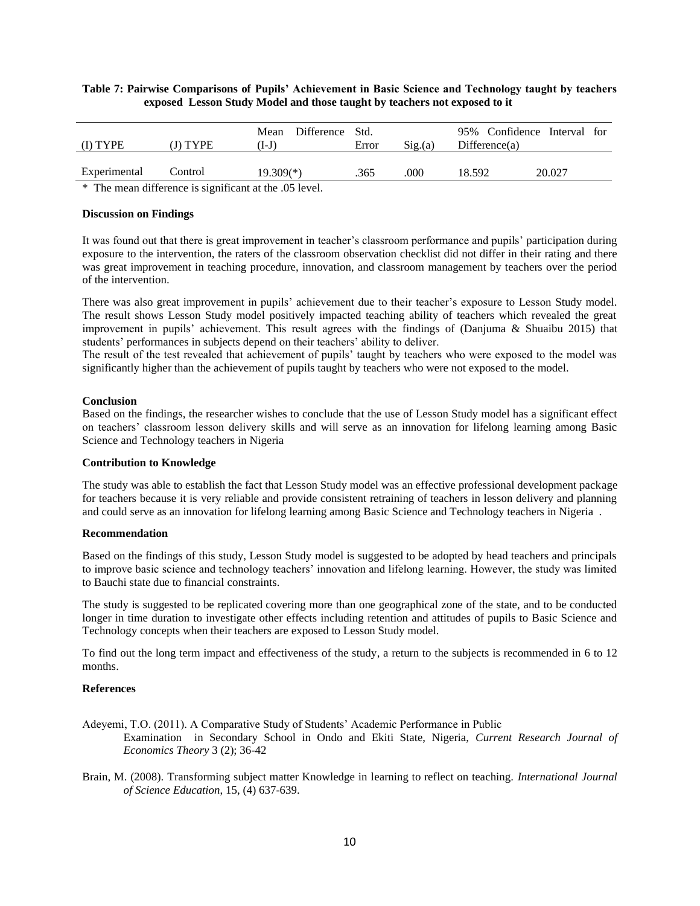**Table 7: Pairwise Comparisons of Pupils' Achievement in Basic Science and Technology taught by teachers exposed Lesson Study Model and those taught by teachers not exposed to it**

| (I) TYPE | (J) TYPE | Mean Difference (I-J) | Std. Error | Sig.(a) | 95% Confidence Interval for Difference(a) | |
|---|---|---|---|---|---|---|
| Experimental | Control | 19.309(*) | .365 | .000 | 18.592 | 20.027 |

\* The mean difference is significant at the .05 level.

**Discussion on Findings**

It was found out that there is great improvement in teacher's classroom performance and pupils' participation during exposure to the intervention, the raters of the classroom observation checklist did not differ in their rating and there was great improvement in teaching procedure, innovation, and classroom management by teachers over the period of the intervention.

There was also great improvement in pupils' achievement due to their teacher's exposure to Lesson Study model. The result shows Lesson Study model positively impacted teaching ability of teachers which revealed the great improvement in pupils' achievement. This result agrees with the findings of (Danjuma & Shuaibu 2015) that students' performances in subjects depend on their teachers' ability to deliver.

The result of the test revealed that achievement of pupils' taught by teachers who were exposed to the model was significantly higher than the achievement of pupils taught by teachers who were not exposed to the model.

**Conclusion**

Based on the findings, the researcher wishes to conclude that the use of Lesson Study model has a significant effect on teachers' classroom lesson delivery skills and will serve as an innovation for lifelong learning among Basic Science and Technology teachers in Nigeria

**Contribution to Knowledge**

The study was able to establish the fact that Lesson Study model was an effective professional development package for teachers because it is very reliable and provide consistent retraining of teachers in lesson delivery and planning and could serve as an innovation for lifelong learning among Basic Science and Technology teachers in Nigeria .

**Recommendation**

Based on the findings of this study, Lesson Study model is suggested to be adopted by head teachers and principals to improve basic science and technology teachers' innovation and lifelong learning. However, the study was limited to Bauchi state due to financial constraints.

The study is suggested to be replicated covering more than one geographical zone of the state, and to be conducted longer in time duration to investigate other effects including retention and attitudes of pupils to Basic Science and Technology concepts when their teachers are exposed to Lesson Study model.

To find out the long term impact and effectiveness of the study, a return to the subjects is recommended in 6 to 12 months.

**References**

Adeyemi, T.O. (2011). A Comparative Study of Students' Academic Performance in Public Examination in Secondary School in Ondo and Ekiti State, Nigeria, *Current Research Journal of Economics Theory* 3 (2); 36-42

Brain, M. (2008). Transforming subject matter Knowledge in learning to reflect on teaching. *International Journal of Science Education*, 15, (4) 637-639.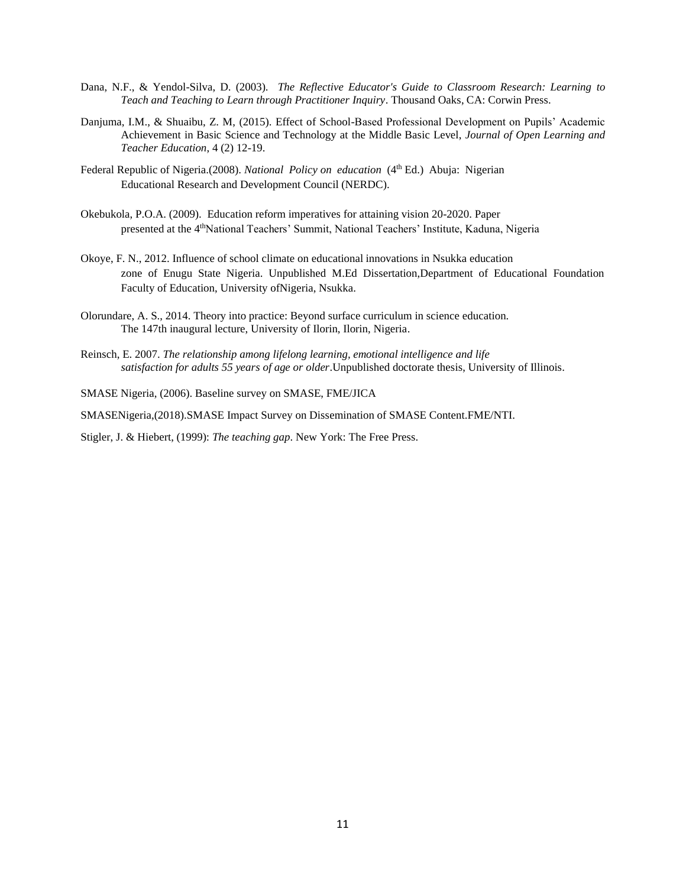Dana, N.F., & Yendol-Silva, D. (2003). *The Reflective Educator's Guide to Classroom Research: Learning to Teach and Teaching to Learn through Practitioner Inquiry*. Thousand Oaks, CA: Corwin Press.

Danjuma, I.M., & Shuaibu, Z. M, (2015). Effect of School-Based Professional Development on Pupils' Academic Achievement in Basic Science and Technology at the Middle Basic Level, *Journal of Open Learning and Teacher Education*, 4 (2) 12-19.

Federal Republic of Nigeria.(2008). *National Policy on education* (4th Ed.) Abuja: Nigerian Educational Research and Development Council (NERDC).

Okebukola, P.O.A. (2009). Education reform imperatives for attaining vision 20-2020. Paper presented at the 4thNational Teachers' Summit, National Teachers' Institute, Kaduna, Nigeria

Okoye, F. N., 2012. Influence of school climate on educational innovations in Nsukka education zone of Enugu State Nigeria. Unpublished M.Ed Dissertation,Department of Educational Foundation Faculty of Education, University ofNigeria, Nsukka.

Olorundare, A. S., 2014. Theory into practice: Beyond surface curriculum in science education. The 147th inaugural lecture, University of Ilorin, Ilorin, Nigeria.

Reinsch, E. 2007. *The relationship among lifelong learning, emotional intelligence and life satisfaction for adults 55 years of age or older*.Unpublished doctorate thesis, University of Illinois.

SMASE Nigeria, (2006). Baseline survey on SMASE, FME/JICA

SMASENigeria,(2018).SMASE Impact Survey on Dissemination of SMASE Content.FME/NTI.

Stigler, J. & Hiebert, (1999): *The teaching gap*. New York: The Free Press.